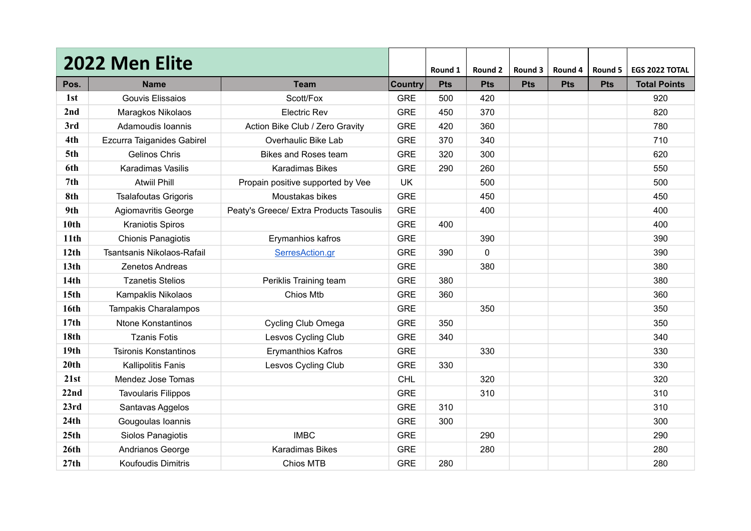# 2022 Men Elite

| Pos. | Name | Team | Country | Round 1 Pts | Round 2 Pts | Round 3 Pts | Round 4 Pts | Round 5 Pts | EGS 2022 TOTAL Total Points |
|---|---|---|---|---|---|---|---|---|---|
| 1st | Gouvis Elissaios | Scott/Fox | GRE | 500 | 420 | | | | 920 |
| 2nd | Maragkos Nikolaos | Electric Rev | GRE | 450 | 370 | | | | 820 |
| 3rd | Adamoudis Ioannis | Action Bike Club / Zero Gravity | GRE | 420 | 360 | | | | 780 |
| 4th | Ezcurra Taiganides Gabirel | Overhaulic Bike Lab | GRE | 370 | 340 | | | | 710 |
| 5th | Gelinos Chris | Bikes and Roses team | GRE | 320 | 300 | | | | 620 |
| 6th | Karadimas Vasilis | Karadimas Bikes | GRE | 290 | 260 | | | | 550 |
| 7th | Atwiil Phill | Propain positive supported by Vee | UK | | 500 | | | | 500 |
| 8th | Tsalafoutas Grigoris | Moustakas bikes | GRE | | 450 | | | | 450 |
| 9th | Agiomavritis George | Peaty's Greece/ Extra Products Tasoulis | GRE | | 400 | | | | 400 |
| 10th | Kraniotis Spiros | | GRE | 400 | | | | | 400 |
| 11th | Chionis Panagiotis | Erymanhios kafros | GRE | | 390 | | | | 390 |
| 12th | Tsantsanis Nikolaos-Rafail | SerresAction.gr | GRE | 390 | 0 | | | | 390 |
| 13th | Zenetos Andreas | | GRE | | 380 | | | | 380 |
| 14th | Tzanetis Stelios | Periklis Training team | GRE | 380 | | | | | 380 |
| 15th | Kampaklis Nikolaos | Chios Mtb | GRE | 360 | | | | | 360 |
| 16th | Tampakis Charalampos | | GRE | | 350 | | | | 350 |
| 17th | Ntone Konstantinos | Cycling Club Omega | GRE | 350 | | | | | 350 |
| 18th | Tzanis Fotis | Lesvos Cycling Club | GRE | 340 | | | | | 340 |
| 19th | Tsironis Konstantinos | Erymanthios Kafros | GRE | | 330 | | | | 330 |
| 20th | Kallipolitis Fanis | Lesvos Cycling Club | GRE | 330 | | | | | 330 |
| 21st | Mendez Jose Tomas | | CHL | | 320 | | | | 320 |
| 22nd | Tavoularis Filippos | | GRE | | 310 | | | | 310 |
| 23rd | Santavas Aggelos | | GRE | 310 | | | | | 310 |
| 24th | Gougoulas Ioannis | | GRE | 300 | | | | | 300 |
| 25th | Siolos Panagiotis | IMBC | GRE | | 290 | | | | 290 |
| 26th | Andrianos George | Karadimas Bikes | GRE | | 280 | | | | 280 |
| 27th | Koufoudis Dimitris | Chios MTB | GRE | 280 | | | | | 280 |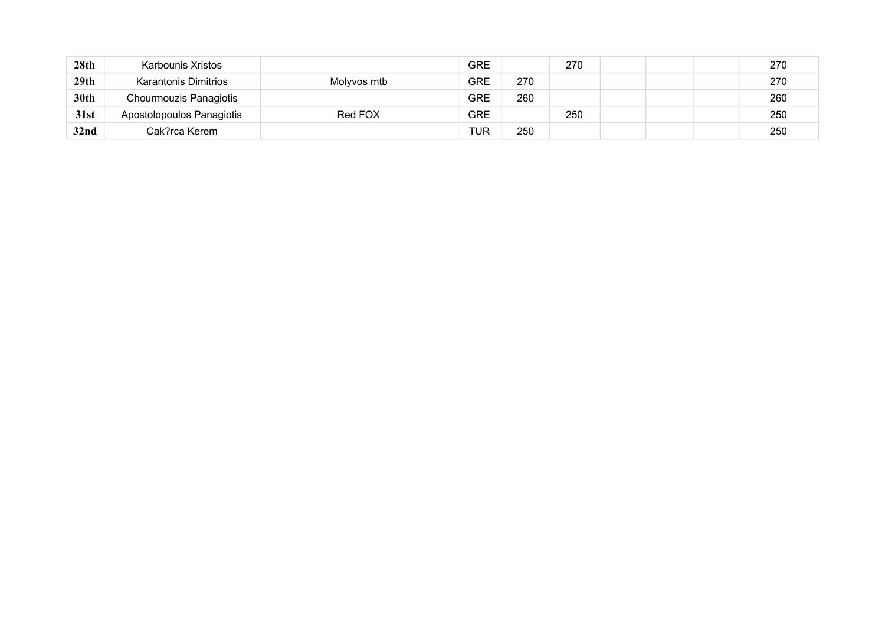| **28th** | Karbounis Xristos | | GRE | | 270 | | | | 270 |
|---|---|---|---|---|---|---|---|---|---|
| **29th** | Karantonis Dimitrios | Molyvos mtb | GRE | 270 | | | | | 270 |
| **30th** | Chourmouzis Panagiotis | | GRE | 260 | | | | | 260 |
| **31st** | Apostolopoulos Panagiotis | Red FOX | GRE | | 250 | | | | 250 |
| **32nd** | Cak?rca Kerem | | TUR | 250 | | | | | 250 |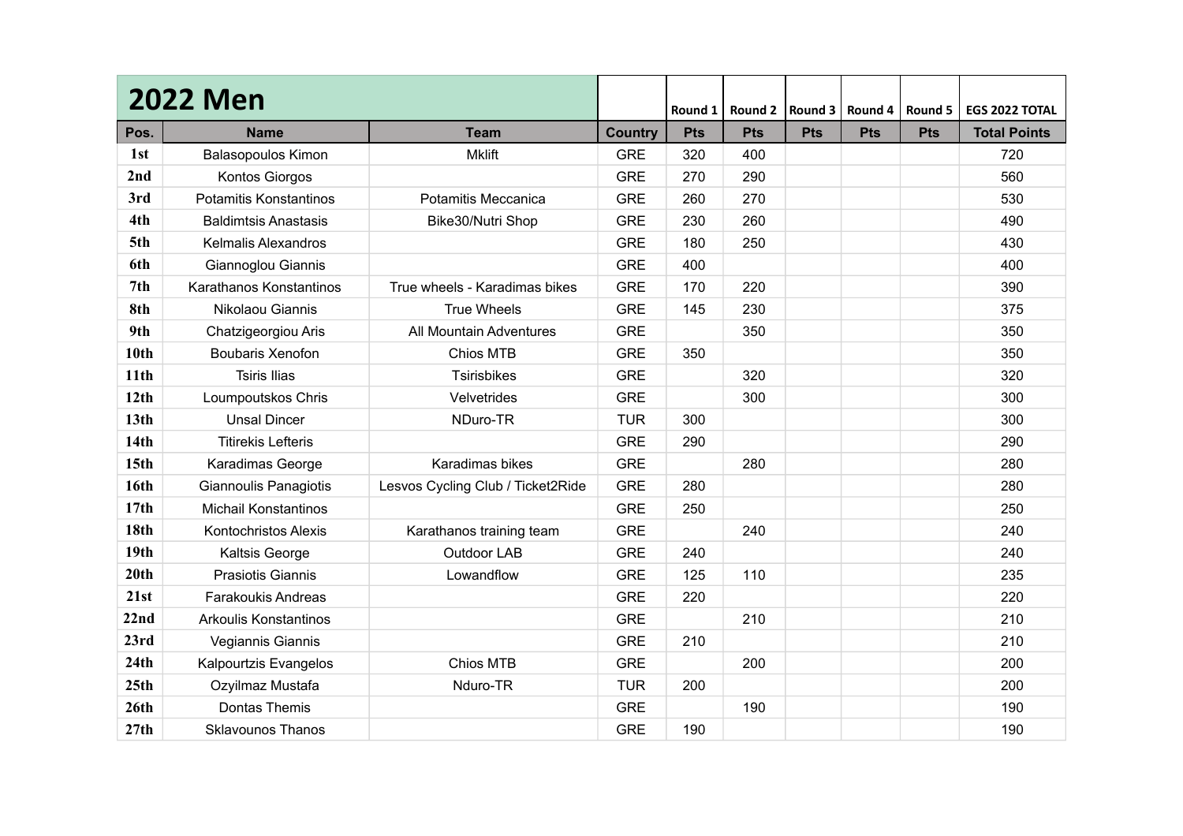# 2022 Men

| Pos. | Name | Team | Country | Round 1 Pts | Round 2 Pts | Round 3 Pts | Round 4 Pts | Round 5 Pts | EGS 2022 TOTAL Total Points |
|---|---|---|---|---|---|---|---|---|---|
| 1st | Balasopoulos Kimon | Mklift | GRE | 320 | 400 | | | | 720 |
| 2nd | Kontos Giorgos | | GRE | 270 | 290 | | | | 560 |
| 3rd | Potamitis Konstantinos | Potamitis Meccanica | GRE | 260 | 270 | | | | 530 |
| 4th | Baldimtsis Anastasis | Bike30/Nutri Shop | GRE | 230 | 260 | | | | 490 |
| 5th | Kelmalis Alexandros | | GRE | 180 | 250 | | | | 430 |
| 6th | Giannoglou Giannis | | GRE | 400 | | | | | 400 |
| 7th | Karathanos Konstantinos | True wheels - Karadimas bikes | GRE | 170 | 220 | | | | 390 |
| 8th | Nikolaou Giannis | True Wheels | GRE | 145 | 230 | | | | 375 |
| 9th | Chatzigeorgiou Aris | All Mountain Adventures | GRE | | 350 | | | | 350 |
| 10th | Boubaris Xenofon | Chios MTB | GRE | 350 | | | | | 350 |
| 11th | Tsiris Ilias | Tsirisbikes | GRE | | 320 | | | | 320 |
| 12th | Loumpoutskos Chris | Velvetrides | GRE | | 300 | | | | 300 |
| 13th | Unsal Dincer | NDuro-TR | TUR | 300 | | | | | 300 |
| 14th | Titirekis Lefteris | | GRE | 290 | | | | | 290 |
| 15th | Karadimas George | Karadimas bikes | GRE | | 280 | | | | 280 |
| 16th | Giannoulis Panagiotis | Lesvos Cycling Club / Ticket2Ride | GRE | 280 | | | | | 280 |
| 17th | Michail Konstantinos | | GRE | 250 | | | | | 250 |
| 18th | Kontochristos Alexis | Karathanos training team | GRE | | 240 | | | | 240 |
| 19th | Kaltsis George | Outdoor LAB | GRE | 240 | | | | | 240 |
| 20th | Prasiotis Giannis | Lowandflow | GRE | 125 | 110 | | | | 235 |
| 21st | Farakoukis Andreas | | GRE | 220 | | | | | 220 |
| 22nd | Arkoulis Konstantinos | | GRE | | 210 | | | | 210 |
| 23rd | Vegiannis Giannis | | GRE | 210 | | | | | 210 |
| 24th | Kalpourtzis Evangelos | Chios MTB | GRE | | 200 | | | | 200 |
| 25th | Ozyilmaz Mustafa | Nduro-TR | TUR | 200 | | | | | 200 |
| 26th | Dontas Themis | | GRE | | 190 | | | | 190 |
| 27th | Sklavounos Thanos | | GRE | 190 | | | | | 190 |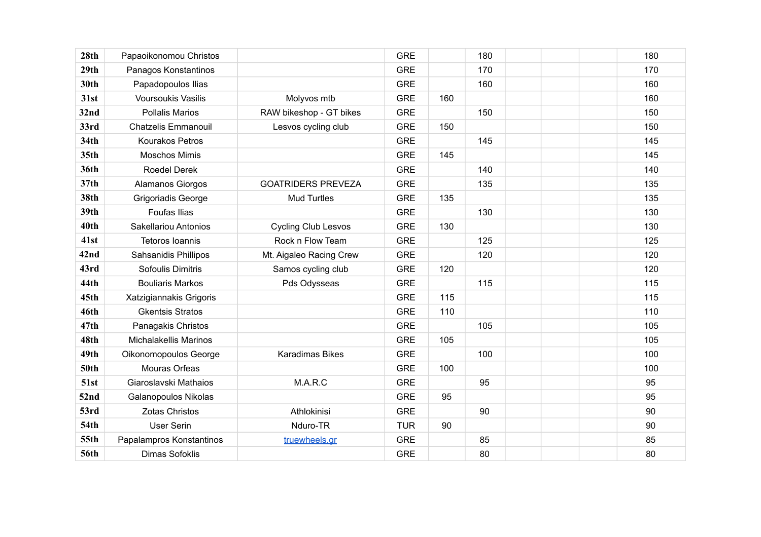| | | | | | | | | | |
|---|---|---|---|---|---|---|---|---|---|
| **28th** | Papaoikonomou Christos | | GRE | | 180 | | | | 180 |
| **29th** | Panagos Konstantinos | | GRE | | 170 | | | | 170 |
| **30th** | Papadopoulos Ilias | | GRE | | 160 | | | | 160 |
| **31st** | Voursoukis Vasilis | Molyvos mtb | GRE | 160 | | | | | 160 |
| **32nd** | Pollalis Marios | RAW bikeshop - GT bikes | GRE | | 150 | | | | 150 |
| **33rd** | Chatzelis Emmanouil | Lesvos cycling club | GRE | 150 | | | | | 150 |
| **34th** | Kourakos Petros | | GRE | | 145 | | | | 145 |
| **35th** | Moschos Mimis | | GRE | 145 | | | | | 145 |
| **36th** | Roedel Derek | | GRE | | 140 | | | | 140 |
| **37th** | Alamanos Giorgos | GOATRIDERS PREVEZA | GRE | | 135 | | | | 135 |
| **38th** | Grigoriadis George | Mud Turtles | GRE | 135 | | | | | 135 |
| **39th** | Foufas Ilias | | GRE | | 130 | | | | 130 |
| **40th** | Sakellariou Antonios | Cycling Club Lesvos | GRE | 130 | | | | | 130 |
| **41st** | Tetoros Ioannis | Rock n Flow Team | GRE | | 125 | | | | 125 |
| **42nd** | Sahsanidis Phillipos | Mt. Aigaleo Racing Crew | GRE | | 120 | | | | 120 |
| **43rd** | Sofoulis Dimitris | Samos cycling club | GRE | 120 | | | | | 120 |
| **44th** | Bouliaris Markos | Pds Odysseas | GRE | | 115 | | | | 115 |
| **45th** | Xatzigiannakis Grigoris | | GRE | 115 | | | | | 115 |
| **46th** | Gkentsis Stratos | | GRE | 110 | | | | | 110 |
| **47th** | Panagakis Christos | | GRE | | 105 | | | | 105 |
| **48th** | Michalakellis Marinos | | GRE | 105 | | | | | 105 |
| **49th** | Oikonomopoulos George | Karadimas Bikes | GRE | | 100 | | | | 100 |
| **50th** | Mouras Orfeas | | GRE | 100 | | | | | 100 |
| **51st** | Giaroslavski Mathaios | M.A.R.C | GRE | | 95 | | | | 95 |
| **52nd** | Galanopoulos Nikolas | | GRE | 95 | | | | | 95 |
| **53rd** | Zotas Christos | Athlokinisi | GRE | | 90 | | | | 90 |
| **54th** | User Serin | Nduro-TR | TUR | 90 | | | | | 90 |
| **55th** | Papalampros Konstantinos | truewheels.gr | GRE | | 85 | | | | 85 |
| **56th** | Dimas Sofoklis | | GRE | | 80 | | | | 80 |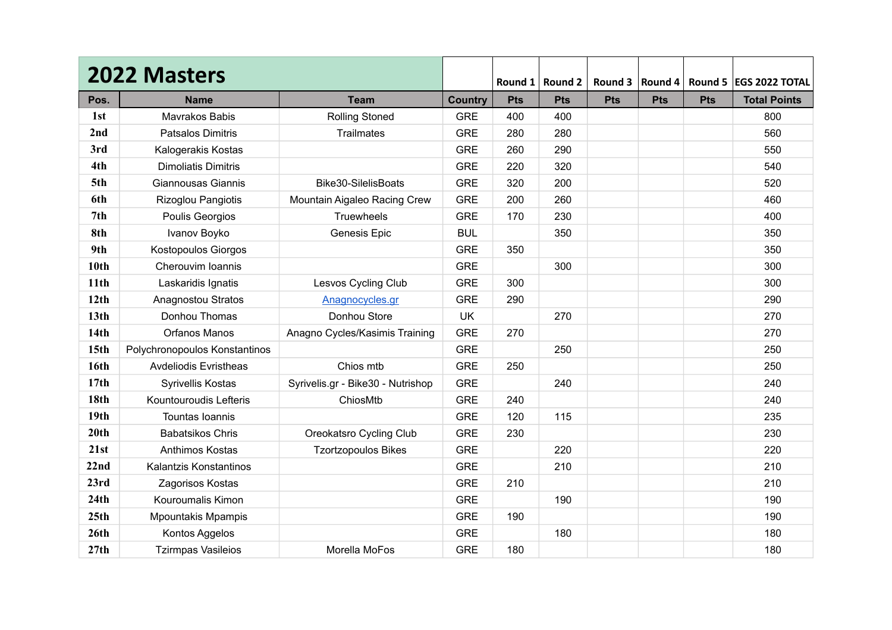# 2022 Masters

|  |  |  |  | Round 1 | Round 2 | Round 3 | Round 4 | Round 5 | EGS 2022 TOTAL |
|---|---|---|---|---|---|---|---|---|---|
| Pos. | Name | Team | Country | Pts | Pts | Pts | Pts | Pts | Total Points |
| 1st | Mavrakos Babis | Rolling Stoned | GRE | 400 | 400 |  |  |  | 800 |
| 2nd | Patsalos Dimitris | Trailmates | GRE | 280 | 280 |  |  |  | 560 |
| 3rd | Kalogerakis Kostas |  | GRE | 260 | 290 |  |  |  | 550 |
| 4th | Dimoliatis Dimitris |  | GRE | 220 | 320 |  |  |  | 540 |
| 5th | Giannousas Giannis | Bike30-SilelisBoats | GRE | 320 | 200 |  |  |  | 520 |
| 6th | Rizoglou Pangiotis | Mountain Aigaleo Racing Crew | GRE | 200 | 260 |  |  |  | 460 |
| 7th | Poulis Georgios | Truewheels | GRE | 170 | 230 |  |  |  | 400 |
| 8th | Ivanov Boyko | Genesis Epic | BUL |  | 350 |  |  |  | 350 |
| 9th | Kostopoulos Giorgos |  | GRE | 350 |  |  |  |  | 350 |
| 10th | Cherouvim Ioannis |  | GRE |  | 300 |  |  |  | 300 |
| 11th | Laskaridis Ignatis | Lesvos Cycling Club | GRE | 300 |  |  |  |  | 300 |
| 12th | Anagnostou Stratos | Anagnocycles.gr | GRE | 290 |  |  |  |  | 290 |
| 13th | Donhou Thomas | Donhou Store | UK |  | 270 |  |  |  | 270 |
| 14th | Orfanos Manos | Anagno Cycles/Kasimis Training | GRE | 270 |  |  |  |  | 270 |
| 15th | Polychronopoulos Konstantinos |  | GRE |  | 250 |  |  |  | 250 |
| 16th | Avdeliodis Evristheas | Chios mtb | GRE | 250 |  |  |  |  | 250 |
| 17th | Syrivellis Kostas | Syrivelis.gr - Bike30 - Nutrishop | GRE |  | 240 |  |  |  | 240 |
| 18th | Kountouroudis Lefteris | ChiosMtb | GRE | 240 |  |  |  |  | 240 |
| 19th | Tountas Ioannis |  | GRE | 120 | 115 |  |  |  | 235 |
| 20th | Babatsikos Chris | Oreokatsro Cycling Club | GRE | 230 |  |  |  |  | 230 |
| 21st | Anthimos Kostas | Tzortzopoulos Bikes | GRE |  | 220 |  |  |  | 220 |
| 22nd | Kalantzis Konstantinos |  | GRE |  | 210 |  |  |  | 210 |
| 23rd | Zagorisos Kostas |  | GRE | 210 |  |  |  |  | 210 |
| 24th | Kouroumalis Kimon |  | GRE |  | 190 |  |  |  | 190 |
| 25th | Mpountakis Mpampis |  | GRE | 190 |  |  |  |  | 190 |
| 26th | Kontos Aggelos |  | GRE |  | 180 |  |  |  | 180 |
| 27th | Tzirmpas Vasileios | Morella MoFos | GRE | 180 |  |  |  |  | 180 |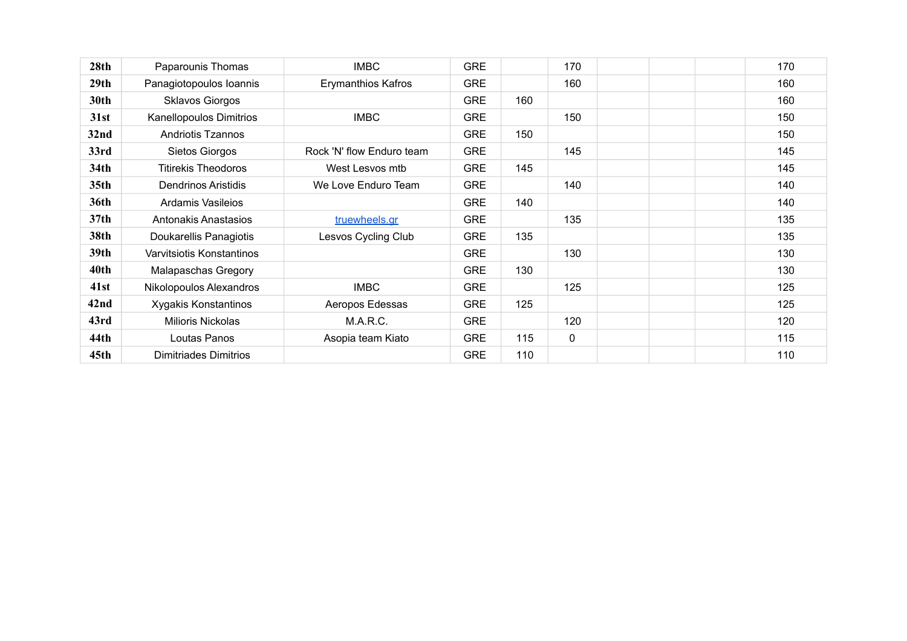| | | | | | | | | | |
|---|---|---|---|---|---|---|---|---|---|
| 28th | Paparounis Thomas | IMBC | GRE | | 170 | | | | 170 |
| 29th | Panagiotopoulos Ioannis | Erymanthios Kafros | GRE | | 160 | | | | 160 |
| 30th | Sklavos Giorgos | | GRE | 160 | | | | | 160 |
| 31st | Kanellopoulos Dimitrios | IMBC | GRE | | 150 | | | | 150 |
| 32nd | Andriotis Tzannos | | GRE | 150 | | | | | 150 |
| 33rd | Sietos Giorgos | Rock 'N' flow Enduro team | GRE | | 145 | | | | 145 |
| 34th | Titirekis Theodoros | West Lesvos mtb | GRE | 145 | | | | | 145 |
| 35th | Dendrinos Aristidis | We Love Enduro Team | GRE | | 140 | | | | 140 |
| 36th | Ardamis Vasileios | | GRE | 140 | | | | | 140 |
| 37th | Antonakis Anastasios | truewheels.gr | GRE | | 135 | | | | 135 |
| 38th | Doukarellis Panagiotis | Lesvos Cycling Club | GRE | 135 | | | | | 135 |
| 39th | Varvitsiotis Konstantinos | | GRE | | 130 | | | | 130 |
| 40th | Malapaschas Gregory | | GRE | 130 | | | | | 130 |
| 41st | Nikolopoulos Alexandros | IMBC | GRE | | 125 | | | | 125 |
| 42nd | Xygakis Konstantinos | Aeropos Edessas | GRE | 125 | | | | | 125 |
| 43rd | Milioris Nickolas | M.A.R.C. | GRE | | 120 | | | | 120 |
| 44th | Loutas Panos | Asopia team Kiato | GRE | 115 | 0 | | | | 115 |
| 45th | Dimitriades Dimitrios | | GRE | 110 | | | | | 110 |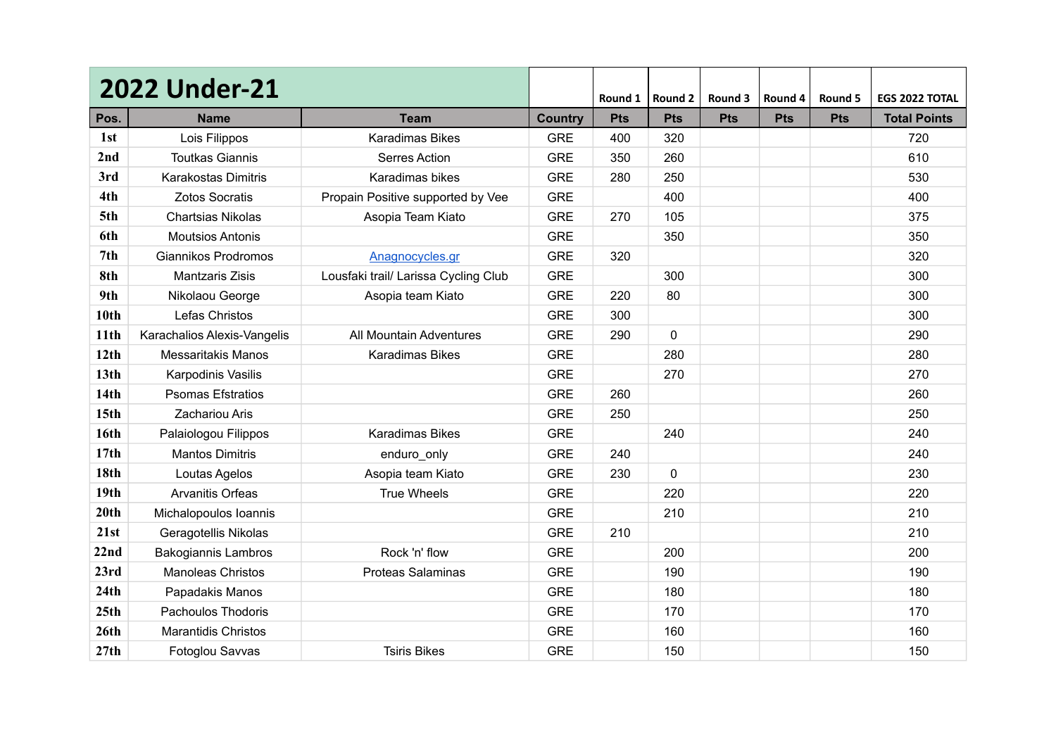# 2022 Under-21

| Pos. | Name | Team | Country | Round 1 Pts | Round 2 Pts | Round 3 Pts | Round 4 Pts | Round 5 Pts | EGS 2022 TOTAL Total Points |
|---|---|---|---|---|---|---|---|---|---|
| 1st | Lois Filippos | Karadimas Bikes | GRE | 400 | 320 | | | | 720 |
| 2nd | Toutkas Giannis | Serres Action | GRE | 350 | 260 | | | | 610 |
| 3rd | Karakostas Dimitris | Karadimas bikes | GRE | 280 | 250 | | | | 530 |
| 4th | Zotos Socratis | Propain Positive supported by Vee | GRE | | 400 | | | | 400 |
| 5th | Chartsias Nikolas | Asopia Team Kiato | GRE | 270 | 105 | | | | 375 |
| 6th | Moutsios Antonis | | GRE | | 350 | | | | 350 |
| 7th | Giannikos Prodromos | Anagnocycles.gr | GRE | 320 | | | | | 320 |
| 8th | Mantzaris Zisis | Lousfaki trail/ Larissa Cycling Club | GRE | | 300 | | | | 300 |
| 9th | Nikolaou George | Asopia team Kiato | GRE | 220 | 80 | | | | 300 |
| 10th | Lefas Christos | | GRE | 300 | | | | | 300 |
| 11th | Karachalios Alexis-Vangelis | All Mountain Adventures | GRE | 290 | 0 | | | | 290 |
| 12th | Messaritakis Manos | Karadimas Bikes | GRE | | 280 | | | | 280 |
| 13th | Karpodinis Vasilis | | GRE | | 270 | | | | 270 |
| 14th | Psomas Efstratios | | GRE | 260 | | | | | 260 |
| 15th | Zachariou Aris | | GRE | 250 | | | | | 250 |
| 16th | Palaiologou Filippos | Karadimas Bikes | GRE | | 240 | | | | 240 |
| 17th | Mantos Dimitris | enduro_only | GRE | 240 | | | | | 240 |
| 18th | Loutas Agelos | Asopia team Kiato | GRE | 230 | 0 | | | | 230 |
| 19th | Arvanitis Orfeas | True Wheels | GRE | | 220 | | | | 220 |
| 20th | Michalopoulos Ioannis | | GRE | | 210 | | | | 210 |
| 21st | Geragotellis Nikolas | | GRE | 210 | | | | | 210 |
| 22nd | Bakogiannis Lambros | Rock 'n' flow | GRE | | 200 | | | | 200 |
| 23rd | Manoleas Christos | Proteas Salaminas | GRE | | 190 | | | | 190 |
| 24th | Papadakis Manos | | GRE | | 180 | | | | 180 |
| 25th | Pachoulos Thodoris | | GRE | | 170 | | | | 170 |
| 26th | Marantidis Christos | | GRE | | 160 | | | | 160 |
| 27th | Fotoglou Savvas | Tsiris Bikes | GRE | | 150 | | | | 150 |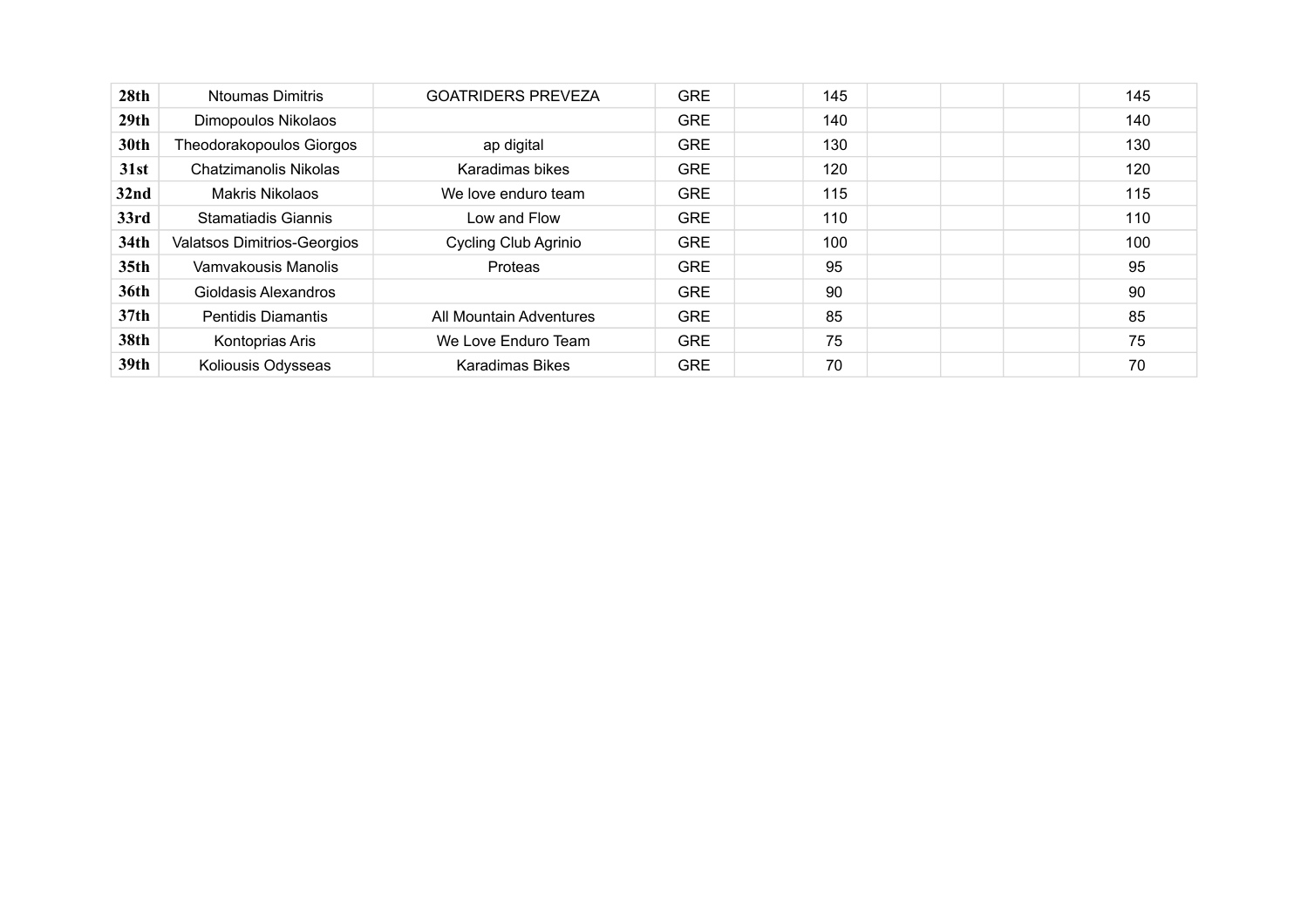| | | | | | | | | | |
|---|---|---|---|---|---|---|---|---|---|
| **28th** | Ntoumas Dimitris | GOATRIDERS PREVEZA | GRE | | 145 | | | | 145 |
| **29th** | Dimopoulos Nikolaos | | GRE | | 140 | | | | 140 |
| **30th** | Theodorakopoulos Giorgos | ap digital | GRE | | 130 | | | | 130 |
| **31st** | Chatzimanolis Nikolas | Karadimas bikes | GRE | | 120 | | | | 120 |
| **32nd** | Makris Nikolaos | We love enduro team | GRE | | 115 | | | | 115 |
| **33rd** | Stamatiadis Giannis | Low and Flow | GRE | | 110 | | | | 110 |
| **34th** | Valatsos Dimitrios-Georgios | Cycling Club Agrinio | GRE | | 100 | | | | 100 |
| **35th** | Vamvakousis Manolis | Proteas | GRE | | 95 | | | | 95 |
| **36th** | Gioldasis Alexandros | | GRE | | 90 | | | | 90 |
| **37th** | Pentidis Diamantis | All Mountain Adventures | GRE | | 85 | | | | 85 |
| **38th** | Kontoprias Aris | We Love Enduro Team | GRE | | 75 | | | | 75 |
| **39th** | Koliousis Odysseas | Karadimas Bikes | GRE | | 70 | | | | 70 |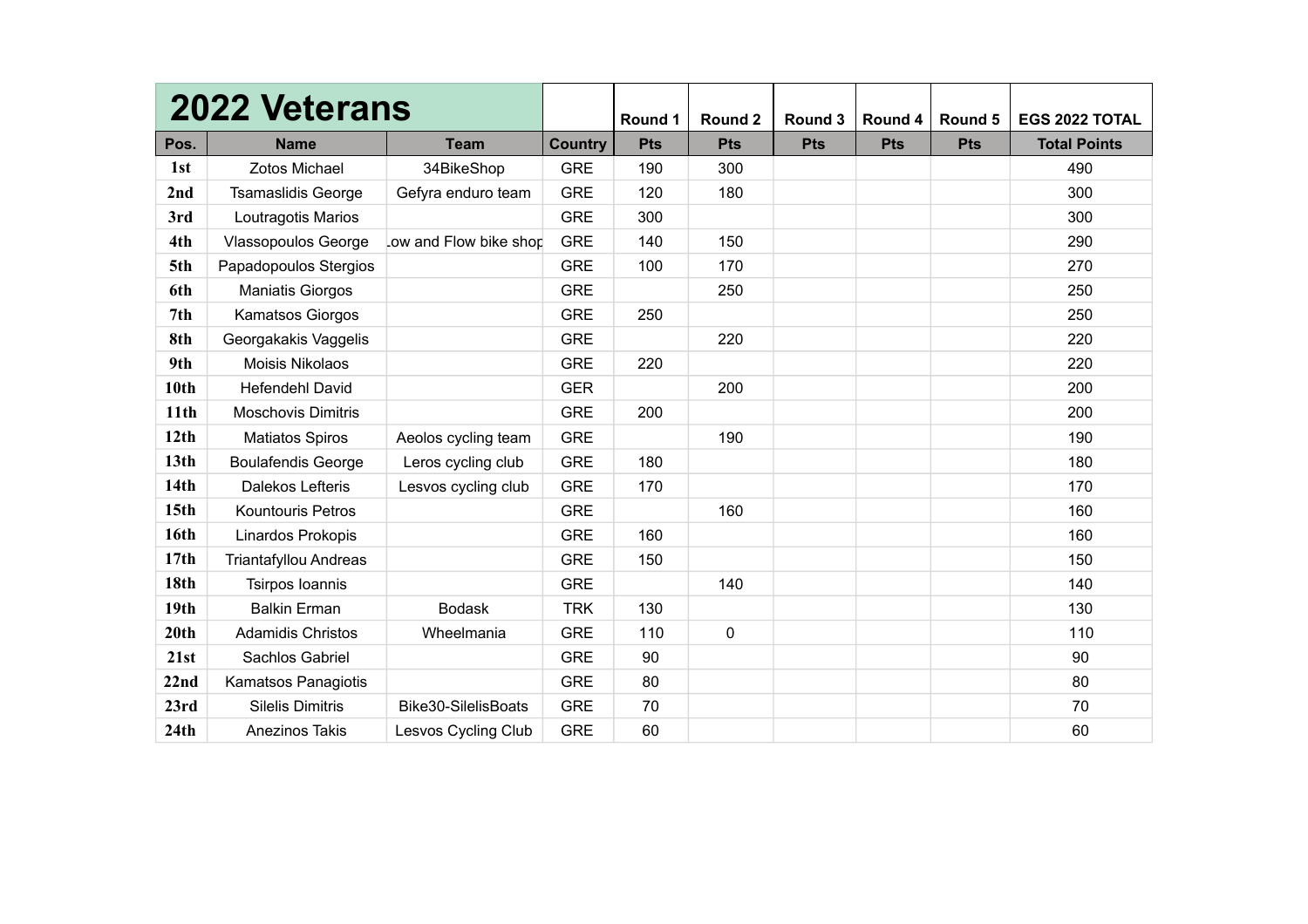## 2022 Veterans

| Pos. | Name | Team | Country | Round 1 Pts | Round 2 Pts | Round 3 Pts | Round 4 Pts | Round 5 Pts | EGS 2022 TOTAL Total Points |
|---|---|---|---|---|---|---|---|---|---|
| 1st | Zotos Michael | 34BikeShop | GRE | 190 | 300 | | | | 490 |
| 2nd | Tsamaslidis George | Gefyra enduro team | GRE | 120 | 180 | | | | 300 |
| 3rd | Loutragotis Marios | | GRE | 300 | | | | | 300 |
| 4th | Vlassopoulos George | Low and Flow bike shop | GRE | 140 | 150 | | | | 290 |
| 5th | Papadopoulos Stergios | | GRE | 100 | 170 | | | | 270 |
| 6th | Maniatis Giorgos | | GRE | | 250 | | | | 250 |
| 7th | Kamatsos Giorgos | | GRE | 250 | | | | | 250 |
| 8th | Georgakakis Vaggelis | | GRE | | 220 | | | | 220 |
| 9th | Moisis Nikolaos | | GRE | 220 | | | | | 220 |
| 10th | Hefendehl David | | GER | | 200 | | | | 200 |
| 11th | Moschovis Dimitris | | GRE | 200 | | | | | 200 |
| 12th | Matiatos Spiros | Aeolos cycling team | GRE | | 190 | | | | 190 |
| 13th | Boulafendis George | Leros cycling club | GRE | 180 | | | | | 180 |
| 14th | Dalekos Lefteris | Lesvos cycling club | GRE | 170 | | | | | 170 |
| 15th | Kountouris Petros | | GRE | | 160 | | | | 160 |
| 16th | Linardos Prokopis | | GRE | 160 | | | | | 160 |
| 17th | Triantafyllou Andreas | | GRE | 150 | | | | | 150 |
| 18th | Tsirpos Ioannis | | GRE | | 140 | | | | 140 |
| 19th | Balkin Erman | Bodask | TRK | 130 | | | | | 130 |
| 20th | Adamidis Christos | Wheelmania | GRE | 110 | 0 | | | | 110 |
| 21st | Sachlos Gabriel | | GRE | 90 | | | | | 90 |
| 22nd | Kamatsos Panagiotis | | GRE | 80 | | | | | 80 |
| 23rd | Silelis Dimitris | Bike30-SilelisBoats | GRE | 70 | | | | | 70 |
| 24th | Anezinos Takis | Lesvos Cycling Club | GRE | 60 | | | | | 60 |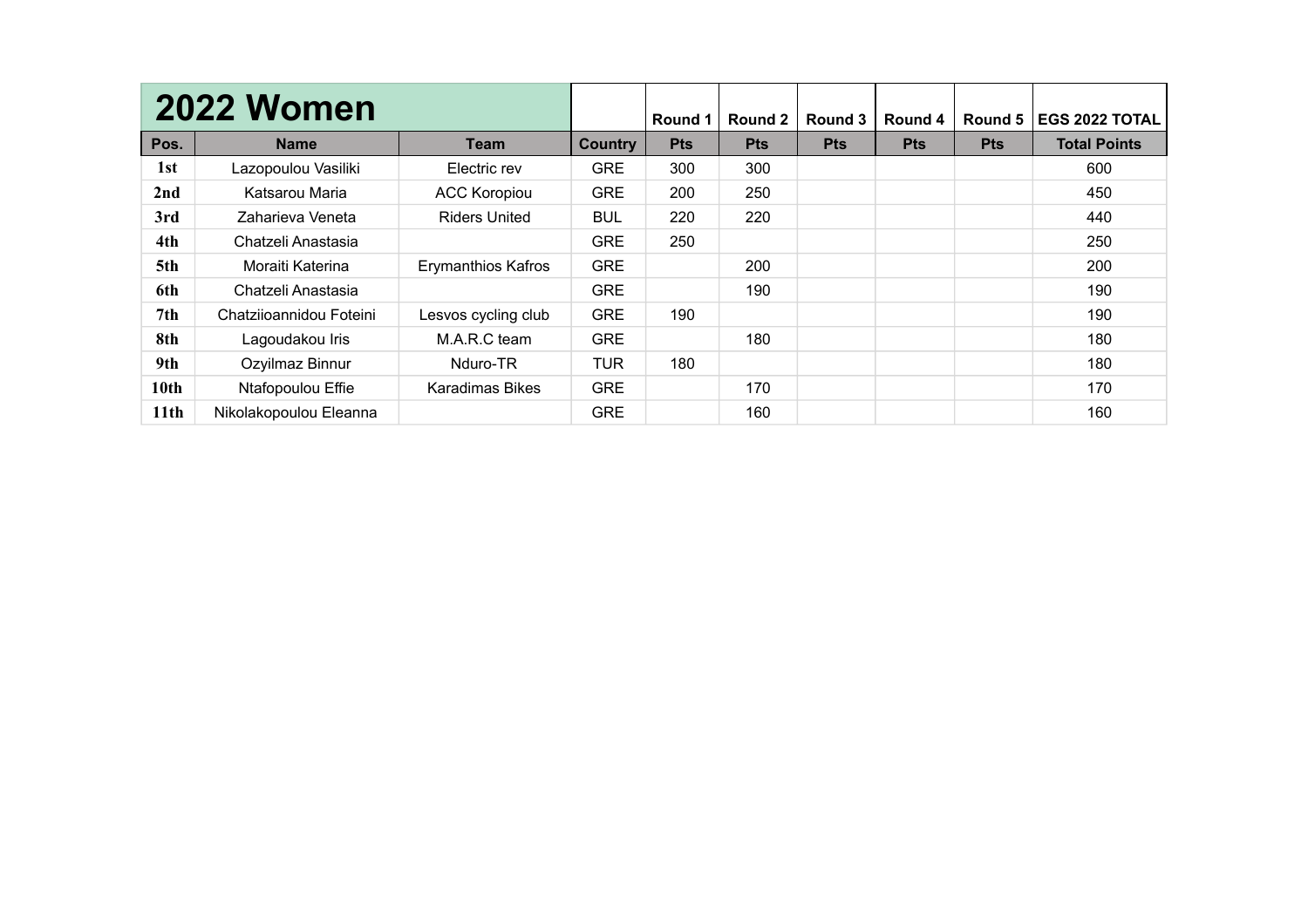| 2022 Women | | | | Round 1 | Round 2 | Round 3 | Round 4 | Round 5 | EGS 2022 TOTAL |
|---|---|---|---|---|---|---|---|---|---|
| Pos. | Name | Team | Country | Pts | Pts | Pts | Pts | Pts | Total Points |
| 1st | Lazopoulou Vasiliki | Electric rev | GRE | 300 | 300 | | | | 600 |
| 2nd | Katsarou Maria | ACC Koropiou | GRE | 200 | 250 | | | | 450 |
| 3rd | Zaharieva Veneta | Riders United | BUL | 220 | 220 | | | | 440 |
| 4th | Chatzeli Anastasia | | GRE | 250 | | | | | 250 |
| 5th | Moraiti Katerina | Erymanthios Kafros | GRE | | 200 | | | | 200 |
| 6th | Chatzeli Anastasia | | GRE | | 190 | | | | 190 |
| 7th | Chatziioannidou Foteini | Lesvos cycling club | GRE | 190 | | | | | 190 |
| 8th | Lagoudakou Iris | M.A.R.C team | GRE | | 180 | | | | 180 |
| 9th | Ozyilmaz Binnur | Nduro-TR | TUR | 180 | | | | | 180 |
| 10th | Ntafopoulou Effie | Karadimas Bikes | GRE | | 170 | | | | 170 |
| 11th | Nikolakopoulou Eleanna | | GRE | | 160 | | | | 160 |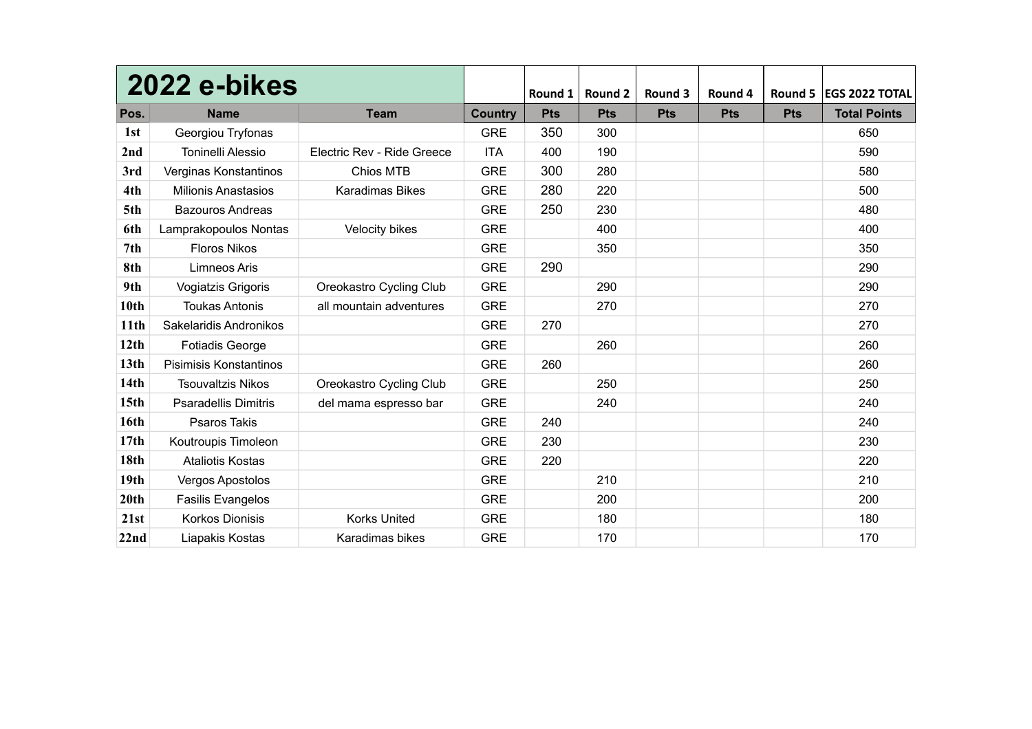| 2022 e-bikes | | | | Round 1 | Round 2 | Round 3 | Round 4 | Round 5 | EGS 2022 TOTAL |
|---|---|---|---|---|---|---|---|---|---|
| Pos. | Name | Team | Country | Pts | Pts | Pts | Pts | Pts | Total Points |
| 1st | Georgiou Tryfonas | | GRE | 350 | 300 | | | | 650 |
| 2nd | Toninelli Alessio | Electric Rev - Ride Greece | ITA | 400 | 190 | | | | 590 |
| 3rd | Verginas Konstantinos | Chios MTB | GRE | 300 | 280 | | | | 580 |
| 4th | Milionis Anastasios | Karadimas Bikes | GRE | 280 | 220 | | | | 500 |
| 5th | Bazouros Andreas | | GRE | 250 | 230 | | | | 480 |
| 6th | Lamprakopoulos Nontas | Velocity bikes | GRE | | 400 | | | | 400 |
| 7th | Floros Nikos | | GRE | | 350 | | | | 350 |
| 8th | Limneos Aris | | GRE | 290 | | | | | 290 |
| 9th | Vogiatzis Grigoris | Oreokastro Cycling Club | GRE | | 290 | | | | 290 |
| 10th | Toukas Antonis | all mountain adventures | GRE | | 270 | | | | 270 |
| 11th | Sakelaridis Andronikos | | GRE | 270 | | | | | 270 |
| 12th | Fotiadis George | | GRE | | 260 | | | | 260 |
| 13th | Pisimisis Konstantinos | | GRE | 260 | | | | | 260 |
| 14th | Tsouvaltzis Nikos | Oreokastro Cycling Club | GRE | | 250 | | | | 250 |
| 15th | Psaradellis Dimitris | del mama espresso bar | GRE | | 240 | | | | 240 |
| 16th | Psaros Takis | | GRE | 240 | | | | | 240 |
| 17th | Koutroupis Timoleon | | GRE | 230 | | | | | 230 |
| 18th | Ataliotis Kostas | | GRE | 220 | | | | | 220 |
| 19th | Vergos Apostolos | | GRE | | 210 | | | | 210 |
| 20th | Fasilis Evangelos | | GRE | | 200 | | | | 200 |
| 21st | Korkos Dionisis | Korks United | GRE | | 180 | | | | 180 |
| 22nd | Liapakis Kostas | Karadimas bikes | GRE | | 170 | | | | 170 |